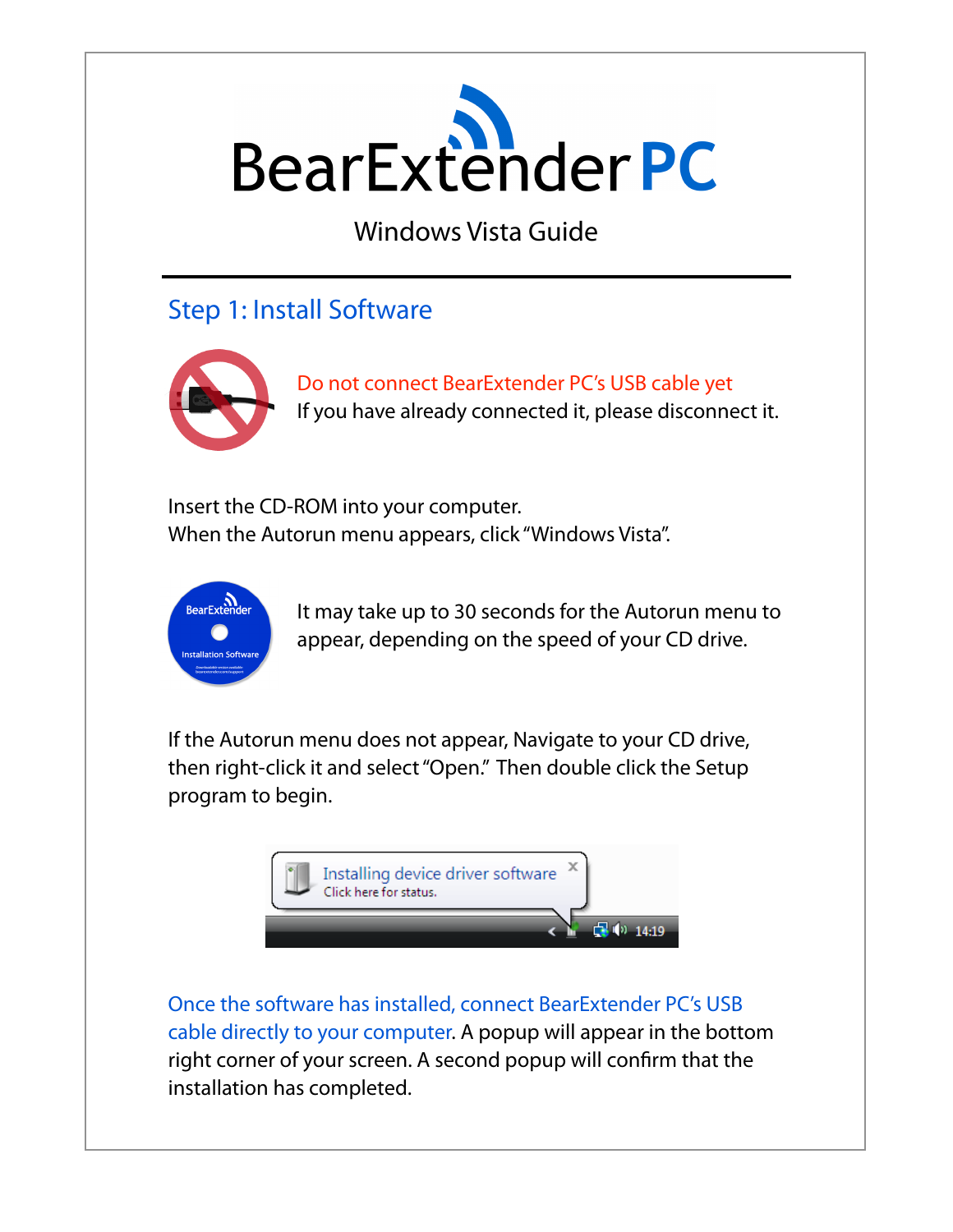# BearExtender PC

Windows Vista Guide

## Step 1: Install Software

Do not connect BearExtender PC's USB cable yet

If you have already connected it, please disconnect it.

Insert the CD-ROM into your computer.
When the Autorun menu appears, click "Windows Vista".

It may take up to 30 seconds for the Autorun menu to appear, depending on the speed of your CD drive.

If the Autorun menu does not appear, Navigate to your CD drive, then right-click it and select "Open." Then double click the Setup program to begin.

Once the software has installed, connect BearExtender PC's USB cable directly to your computer. A popup will appear in the bottom right corner of your screen. A second popup will confirm that the installation has completed.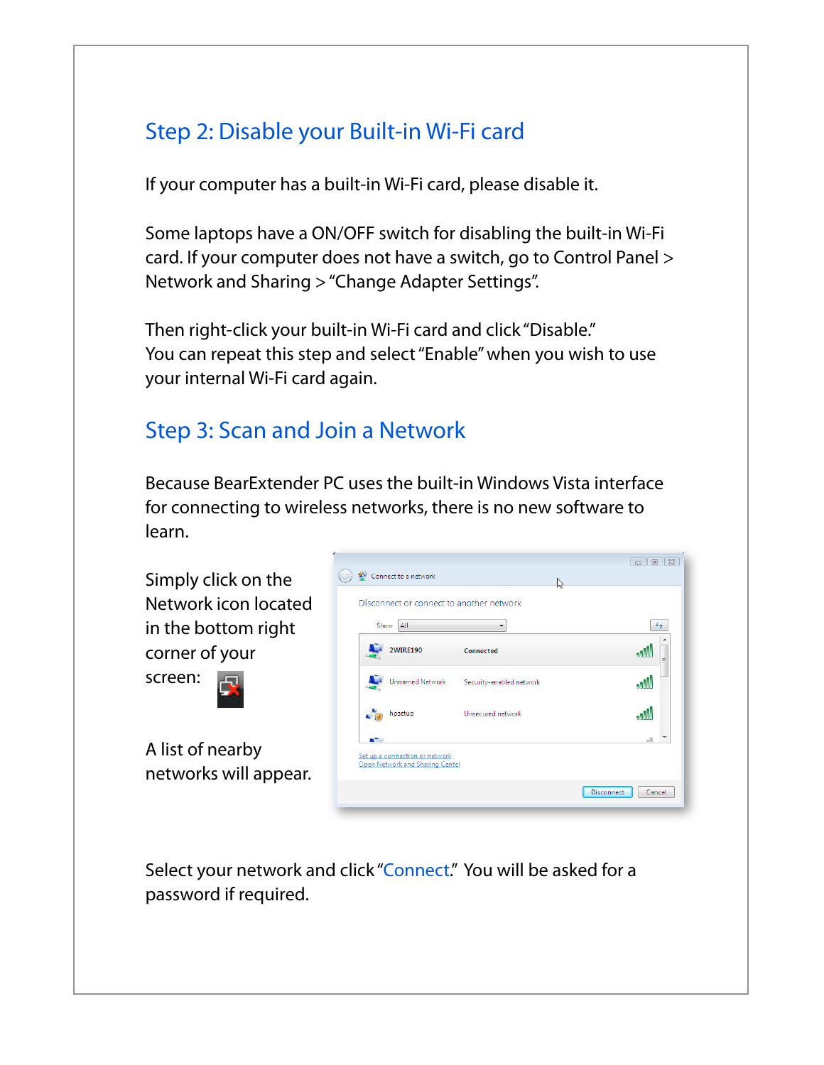## Step 2: Disable your Built-in Wi-Fi card

If your computer has a built-in Wi-Fi card, please disable it.

Some laptops have a ON/OFF switch for disabling the built-in Wi-Fi card. If your computer does not have a switch, go to Control Panel > Network and Sharing > "Change Adapter Settings".

Then right-click your built-in Wi-Fi card and click "Disable."
You can repeat this step and select "Enable" when you wish to use your internal Wi-Fi card again.

## Step 3: Scan and Join a Network

Because BearExtender PC uses the built-in Windows Vista interface for connecting to wireless networks, there is no new software to learn.

Simply click on the Network icon located in the bottom right corner of your screen:

A list of nearby networks will appear.

Select your network and click "Connect." You will be asked for a password if required.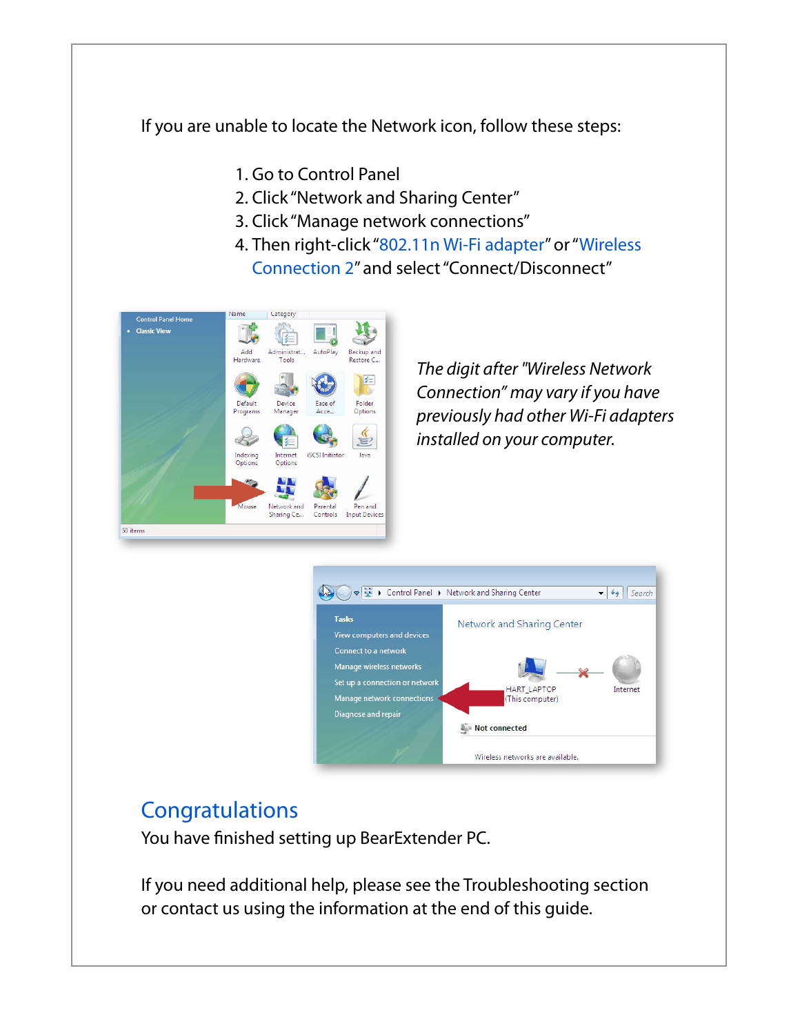If you are unable to locate the Network icon, follow these steps:

1. Go to Control Panel
2. Click "Network and Sharing Center"
3. Click "Manage network connections"
4. Then right-click "802.11n Wi-Fi adapter" or "Wireless Connection 2" and select "Connect/Disconnect"

*The digit after "Wireless Network Connection" may vary if you have previously had other Wi-Fi adapters installed on your computer.*

## Congratulations

You have finished setting up BearExtender PC.

If you need additional help, please see the Troubleshooting section or contact us using the information at the end of this guide.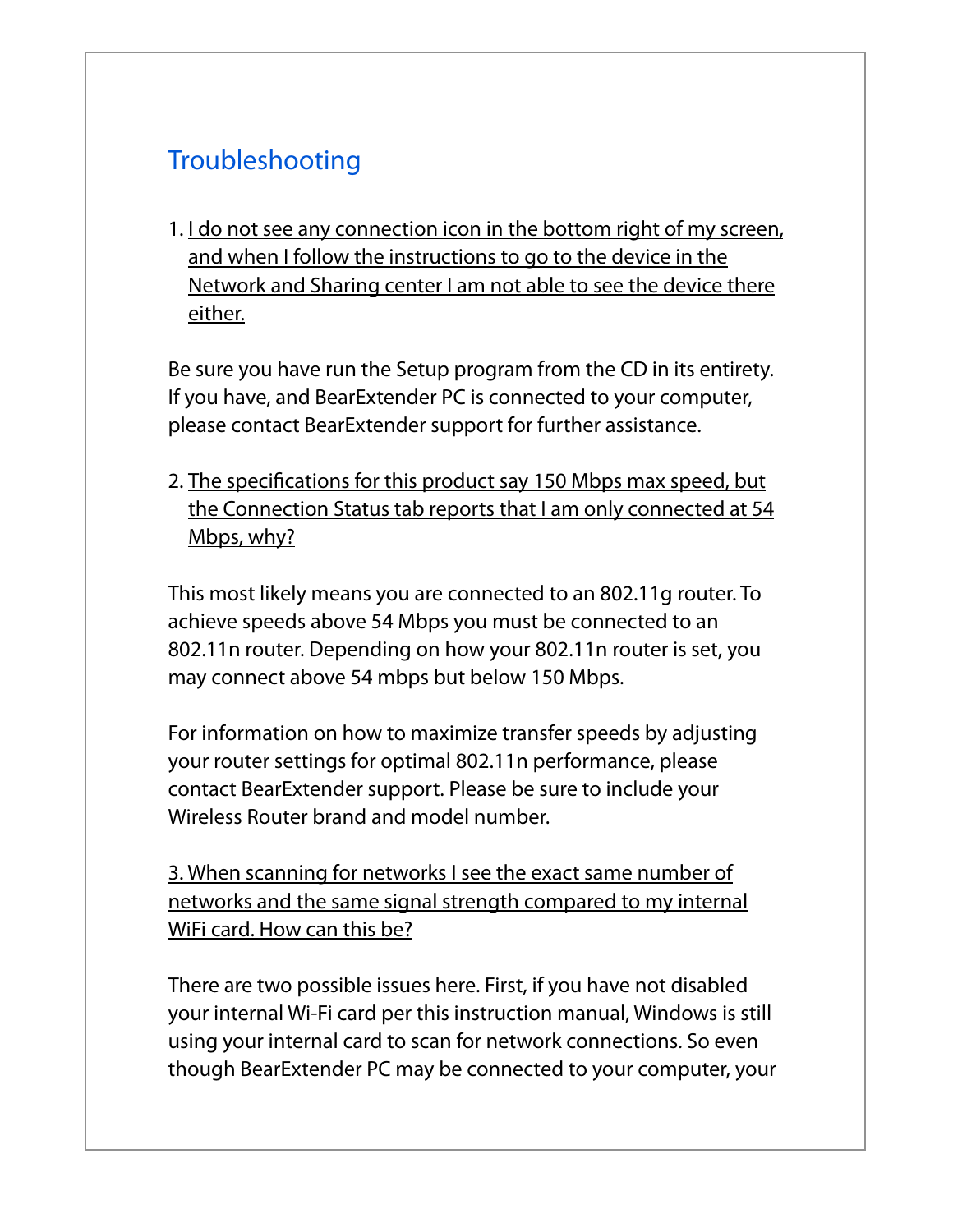## Troubleshooting

1. <u>I do not see any connection icon in the bottom right of my screen, and when I follow the instructions to go to the device in the Network and Sharing center I am not able to see the device there either.</u>

Be sure you have run the Setup program from the CD in its entirety. If you have, and BearExtender PC is connected to your computer, please contact BearExtender support for further assistance.

2. <u>The specifications for this product say 150 Mbps max speed, but the Connection Status tab reports that I am only connected at 54 Mbps, why?</u>

This most likely means you are connected to an 802.11g router. To achieve speeds above 54 Mbps you must be connected to an 802.11n router. Depending on how your 802.11n router is set, you may connect above 54 mbps but below 150 Mbps.

For information on how to maximize transfer speeds by adjusting your router settings for optimal 802.11n performance, please contact BearExtender support. Please be sure to include your Wireless Router brand and model number.

<u>3. When scanning for networks I see the exact same number of networks and the same signal strength compared to my internal WiFi card. How can this be?</u>

There are two possible issues here. First, if you have not disabled your internal Wi-Fi card per this instruction manual, Windows is still using your internal card to scan for network connections. So even though BearExtender PC may be connected to your computer, your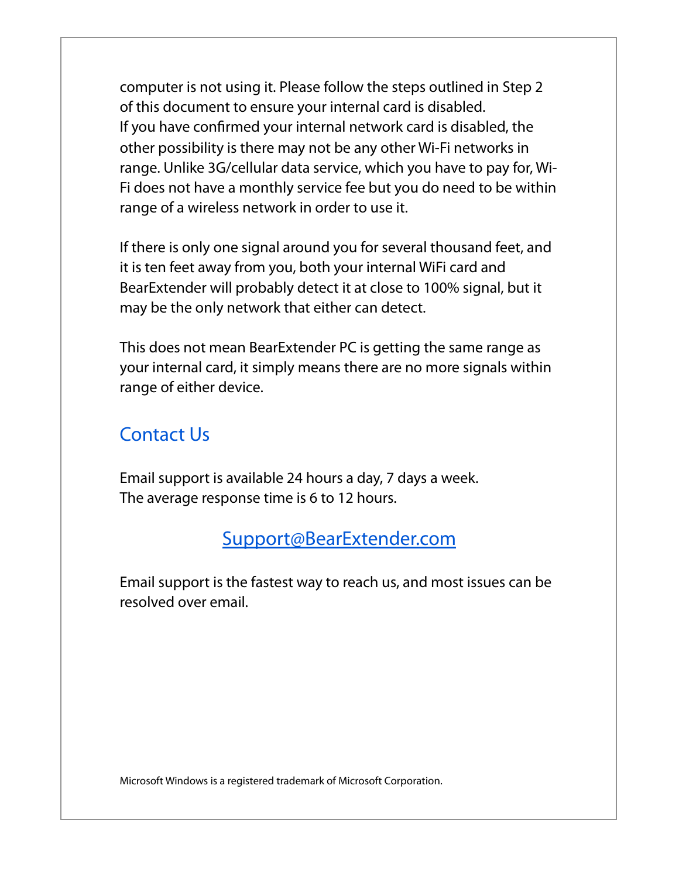computer is not using it. Please follow the steps outlined in Step 2 of this document to ensure your internal card is disabled.
If you have confirmed your internal network card is disabled, the other possibility is there may not be any other Wi-Fi networks in range. Unlike 3G/cellular data service, which you have to pay for, Wi-Fi does not have a monthly service fee but you do need to be within range of a wireless network in order to use it.

If there is only one signal around you for several thousand feet, and it is ten feet away from you, both your internal WiFi card and BearExtender will probably detect it at close to 100% signal, but it may be the only network that either can detect.

This does not mean BearExtender PC is getting the same range as your internal card, it simply means there are no more signals within range of either device.

## Contact Us

Email support is available 24 hours a day, 7 days a week.
The average response time is 6 to 12 hours.

Support@BearExtender.com

Email support is the fastest way to reach us, and most issues can be resolved over email.

Microsoft Windows is a registered trademark of Microsoft Corporation.